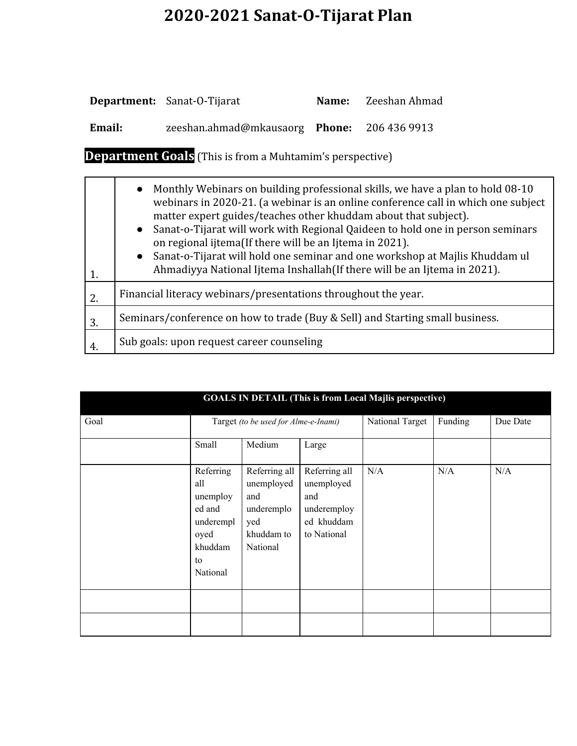# 2020-2021 Sanat-O-Tijarat Plan

**Department:** Sanat-O-Tijarat **Name:** Zeeshan Ahmad

**Email:** zeeshan.ahmad@mkausaorg **Phone:** 206 436 9913

**Department Goals** (This is from a Muhtamim's perspective)

| | |
|---|---|
| 1. | • Monthly Webinars on building professional skills, we have a plan to hold 08-10 webinars in 2020-21. (a webinar is an online conference call in which one subject matter expert guides/teaches other khuddam about that subject).<br>• Sanat-o-Tijarat will work with Regional Qaideen to hold one in person seminars on regional ijtema(If there will be an Ijtema in 2021).<br>• Sanat-o-Tijarat will hold one seminar and one workshop at Majlis Khuddam ul Ahmadiyya National Ijtema Inshallah(If there will be an Ijtema in 2021). |
| 2. | Financial literacy webinars/presentations throughout the year. |
| 3. | Seminars/conference on how to trade (Buy & Sell) and Starting small business. |
| 4. | Sub goals: upon request career counseling |

| GOALS IN DETAIL (This is from Local Majlis perspective) | | | | | | |
|---|---|---|---|---|---|---|
| Goal | Target *(to be used for Alme-e-Inami)* | | | National Target | Funding | Due Date |
| | Small | Medium | Large | | | |
| | Referring all unemployed and underemployed khuddam to National | Referring all unemployed and underemployed khuddam to National | Referring all unemployed and underemployed khuddam to National | N/A | N/A | N/A |
| | | | | | | |
| | | | | | | |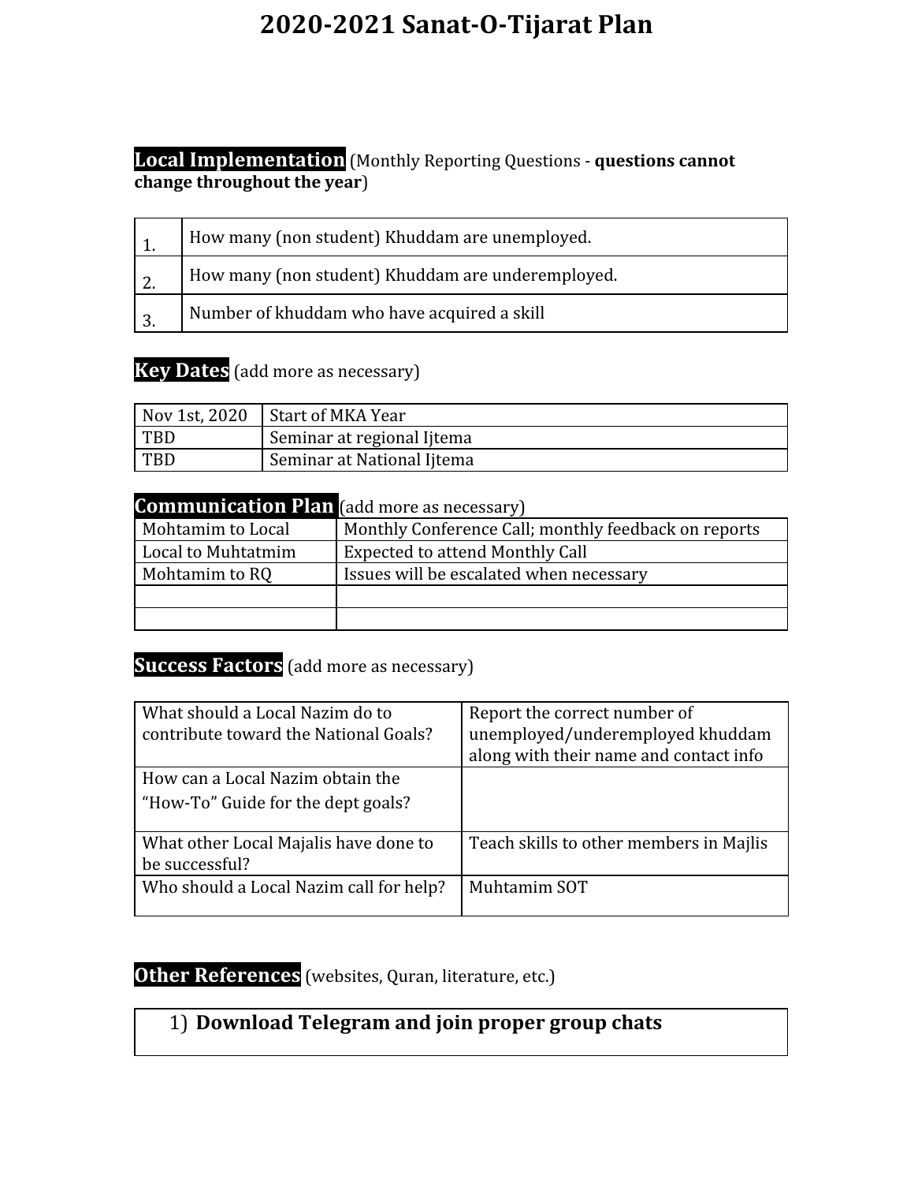# 2020-2021 Sanat-O-Tijarat Plan

## Local Implementation (Monthly Reporting Questions - **questions cannot change throughout the year**)

| | |
|---|---|
| 1. | How many (non student) Khuddam are unemployed. |
| 2. | How many (non student) Khuddam are underemployed. |
| 3. | Number of khuddam who have acquired a skill |

## Key Dates (add more as necessary)

| | |
|---|---|
| Nov 1st, 2020 | Start of MKA Year |
| TBD | Seminar at regional Ijtema |
| TBD | Seminar at National Ijtema |

## Communication Plan (add more as necessary)

| | |
|---|---|
| Mohtamim to Local | Monthly Conference Call; monthly feedback on reports |
| Local to Muhtatmim | Expected to attend Monthly Call |
| Mohtamim to RQ | Issues will be escalated when necessary |
| | |
| | |

## Success Factors (add more as necessary)

| | |
|---|---|
| What should a Local Nazim do to contribute toward the National Goals? | Report the correct number of unemployed/underemployed khuddam along with their name and contact info |
| How can a Local Nazim obtain the "How-To" Guide for the dept goals? | |
| What other Local Majalis have done to be successful? | Teach skills to other members in Majlis |
| Who should a Local Nazim call for help? | Muhtamim SOT |

## Other References (websites, Quran, literature, etc.)

| |
|---|
| 1) **Download Telegram and join proper group chats** |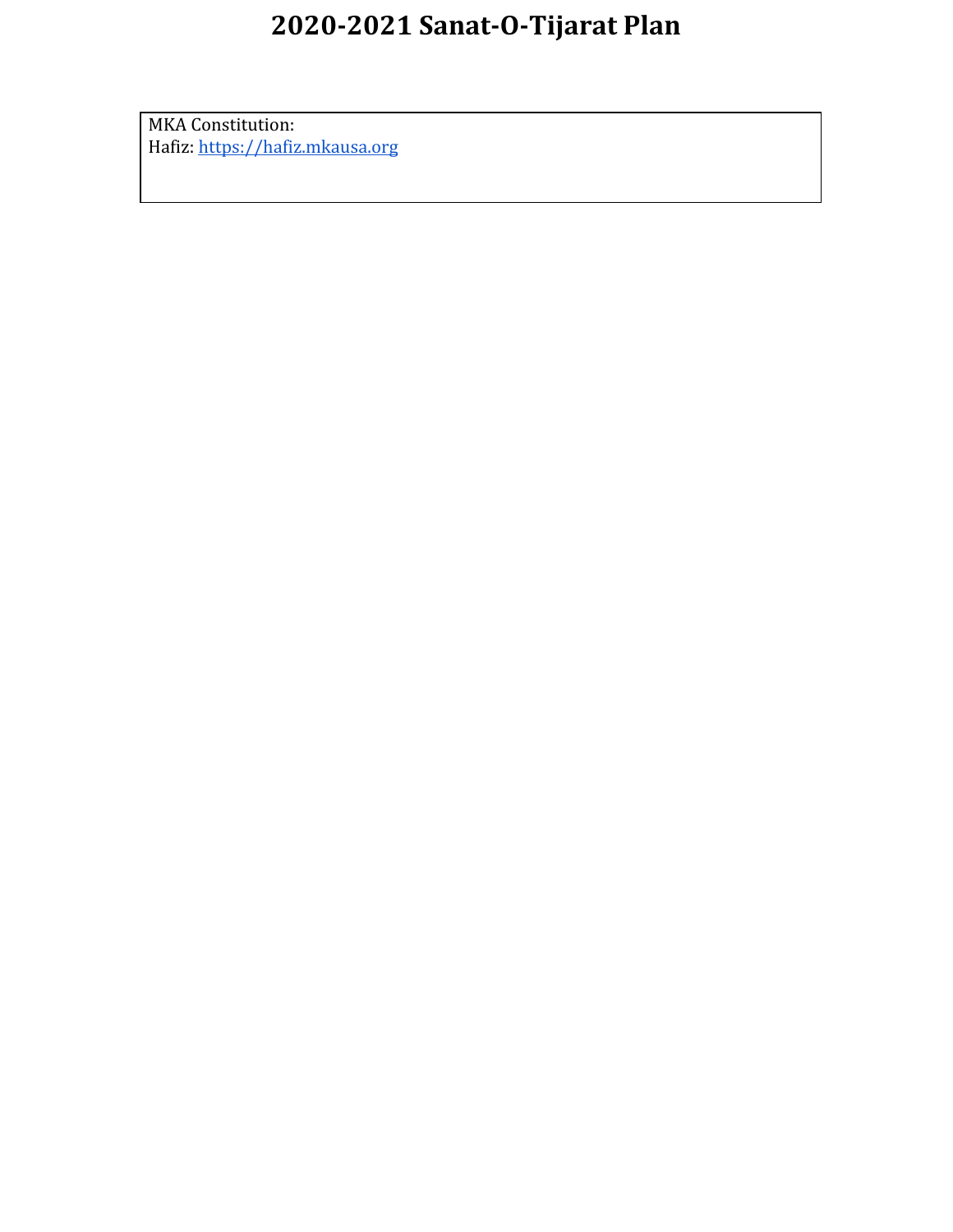# 2020-2021 Sanat-O-Tijarat Plan

| |
|---|
| MKA Constitution:<br>Hafiz: https://hafiz.mkausa.org |